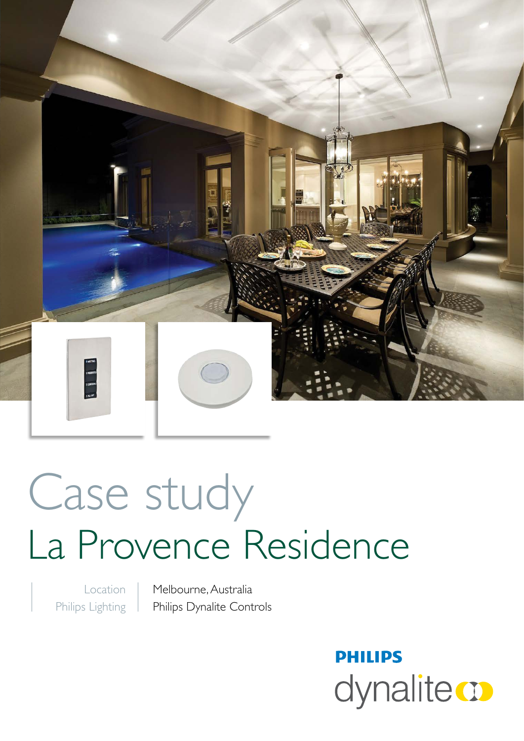# Case study
## La Provence Residence

| Location | Melbourne, Australia |
| --- | --- |
| Philips Lighting | Philips Dynalite Controls |

PHILIPS
dynalite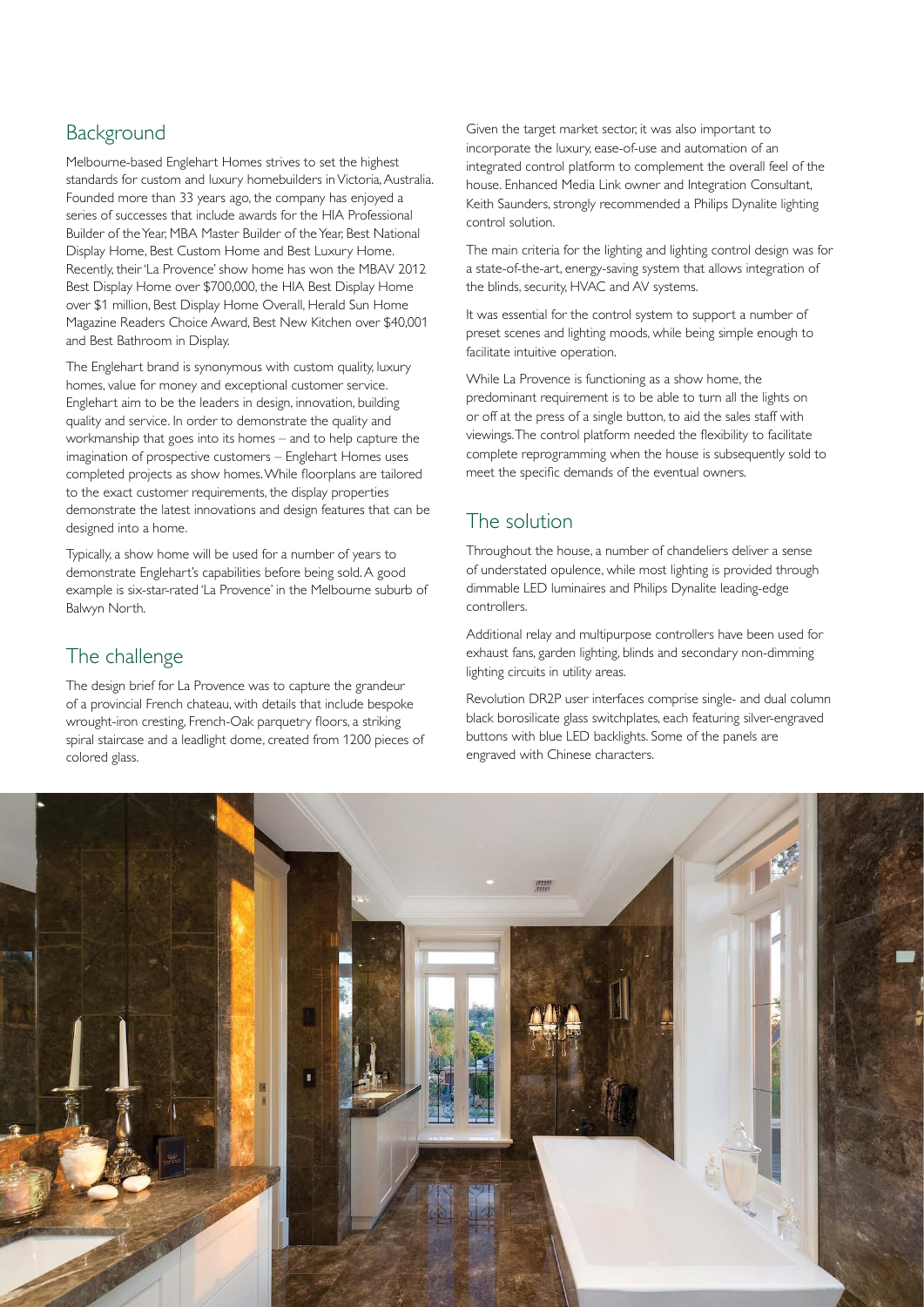## Background

Melbourne-based Englehart Homes strives to set the highest standards for custom and luxury homebuilders in Victoria, Australia. Founded more than 33 years ago, the company has enjoyed a series of successes that include awards for the HIA Professional Builder of the Year, MBA Master Builder of the Year, Best National Display Home, Best Custom Home and Best Luxury Home. Recently, their 'La Provence' show home has won the MBAV 2012 Best Display Home over $700,000, the HIA Best Display Home over $1 million, Best Display Home Overall, Herald Sun Home Magazine Readers Choice Award, Best New Kitchen over $40,001 and Best Bathroom in Display.

The Englehart brand is synonymous with custom quality, luxury homes, value for money and exceptional customer service. Englehart aim to be the leaders in design, innovation, building quality and service. In order to demonstrate the quality and workmanship that goes into its homes – and to help capture the imagination of prospective customers – Englehart Homes uses completed projects as show homes. While floorplans are tailored to the exact customer requirements, the display properties demonstrate the latest innovations and design features that can be designed into a home.

Typically, a show home will be used for a number of years to demonstrate Englehart's capabilities before being sold. A good example is six-star-rated 'La Provence' in the Melbourne suburb of Balwyn North.

## The challenge

The design brief for La Provence was to capture the grandeur of a provincial French chateau, with details that include bespoke wrought-iron cresting, French-Oak parquetry floors, a striking spiral staircase and a leadlight dome, created from 1200 pieces of colored glass.

Given the target market sector, it was also important to incorporate the luxury, ease-of-use and automation of an integrated control platform to complement the overall feel of the house. Enhanced Media Link owner and Integration Consultant, Keith Saunders, strongly recommended a Philips Dynalite lighting control solution.

The main criteria for the lighting and lighting control design was for a state-of-the-art, energy-saving system that allows integration of the blinds, security, HVAC and AV systems.

It was essential for the control system to support a number of preset scenes and lighting moods, while being simple enough to facilitate intuitive operation.

While La Provence is functioning as a show home, the predominant requirement is to be able to turn all the lights on or off at the press of a single button, to aid the sales staff with viewings. The control platform needed the flexibility to facilitate complete reprogramming when the house is subsequently sold to meet the specific demands of the eventual owners.

## The solution

Throughout the house, a number of chandeliers deliver a sense of understated opulence, while most lighting is provided through dimmable LED luminaires and Philips Dynalite leading-edge controllers.

Additional relay and multipurpose controllers have been used for exhaust fans, garden lighting, blinds and secondary non-dimming lighting circuits in utility areas.

Revolution DR2P user interfaces comprise single- and dual column black borosilicate glass switchplates, each featuring silver-engraved buttons with blue LED backlights. Some of the panels are engraved with Chinese characters.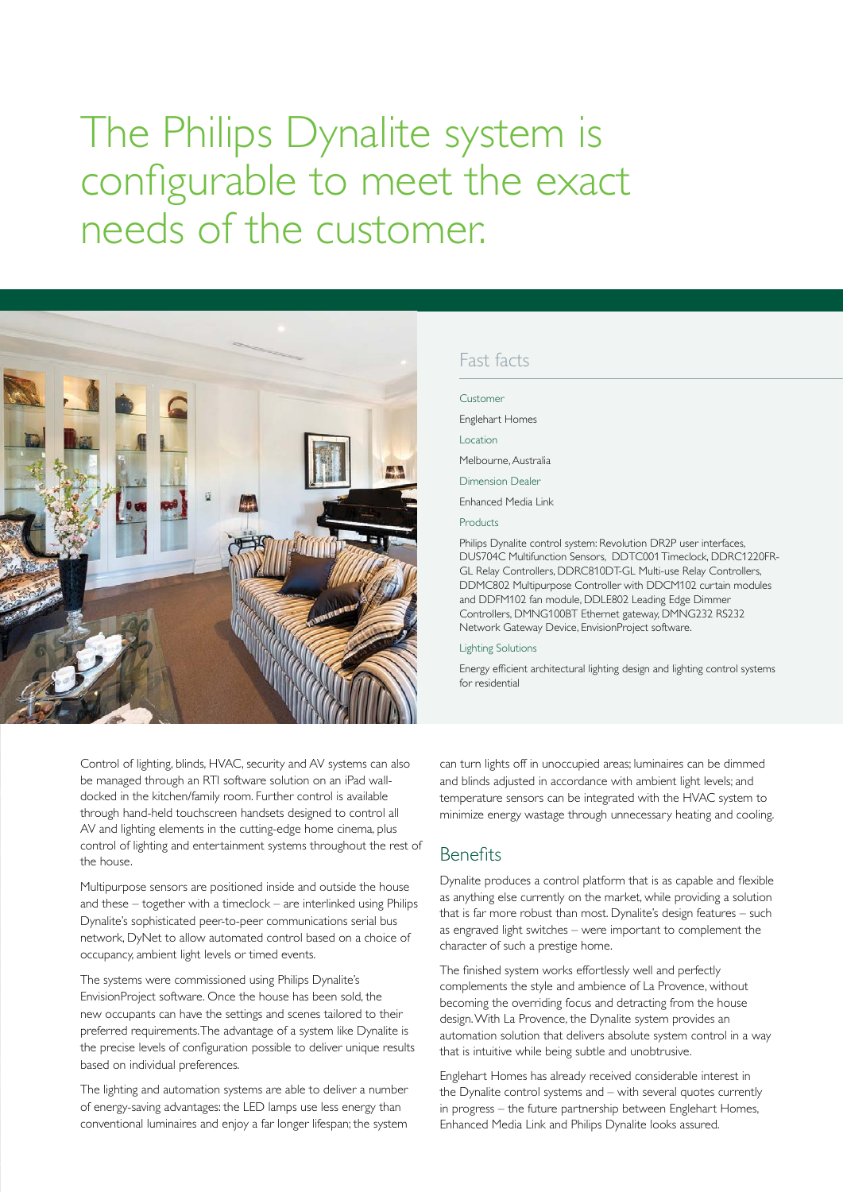# The Philips Dynalite system is configurable to meet the exact needs of the customer.

## Fast facts

**Customer**

Englehart Homes

**Location**

Melbourne, Australia

**Dimension Dealer**

Enhanced Media Link

**Products**

Philips Dynalite control system: Revolution DR2P user interfaces, DUS704C Multifunction Sensors, DDTC001 Timeclock, DDRC1220FR-GL Relay Controllers, DDRC810DT-GL Multi-use Relay Controllers, DDMC802 Multipurpose Controller with DDCM102 curtain modules and DDFM102 fan module, DDLE802 Leading Edge Dimmer Controllers, DMNG100BT Ethernet gateway, DMNG232 RS232 Network Gateway Device, EnvisionProject software.

**Lighting Solutions**

Energy efficient architectural lighting design and lighting control systems for residential

Control of lighting, blinds, HVAC, security and AV systems can also be managed through an RTI software solution on an iPad wall-docked in the kitchen/family room. Further control is available through hand-held touchscreen handsets designed to control all AV and lighting elements in the cutting-edge home cinema, plus control of lighting and entertainment systems throughout the rest of the house.

Multipurpose sensors are positioned inside and outside the house and these – together with a timeclock – are interlinked using Philips Dynalite's sophisticated peer-to-peer communications serial bus network, DyNet to allow automated control based on a choice of occupancy, ambient light levels or timed events.

The systems were commissioned using Philips Dynalite's EnvisionProject software. Once the house has been sold, the new occupants can have the settings and scenes tailored to their preferred requirements. The advantage of a system like Dynalite is the precise levels of configuration possible to deliver unique results based on individual preferences.

The lighting and automation systems are able to deliver a number of energy-saving advantages: the LED lamps use less energy than conventional luminaires and enjoy a far longer lifespan; the system can turn lights off in unoccupied areas; luminaires can be dimmed and blinds adjusted in accordance with ambient light levels; and temperature sensors can be integrated with the HVAC system to minimize energy wastage through unnecessary heating and cooling.

## Benefits

Dynalite produces a control platform that is as capable and flexible as anything else currently on the market, while providing a solution that is far more robust than most. Dynalite's design features – such as engraved light switches – were important to complement the character of such a prestige home.

The finished system works effortlessly well and perfectly complements the style and ambience of La Provence, without becoming the overriding focus and detracting from the house design. With La Provence, the Dynalite system provides an automation solution that delivers absolute system control in a way that is intuitive while being subtle and unobtrusive.

Englehart Homes has already received considerable interest in the Dynalite control systems and – with several quotes currently in progress – the future partnership between Englehart Homes, Enhanced Media Link and Philips Dynalite looks assured.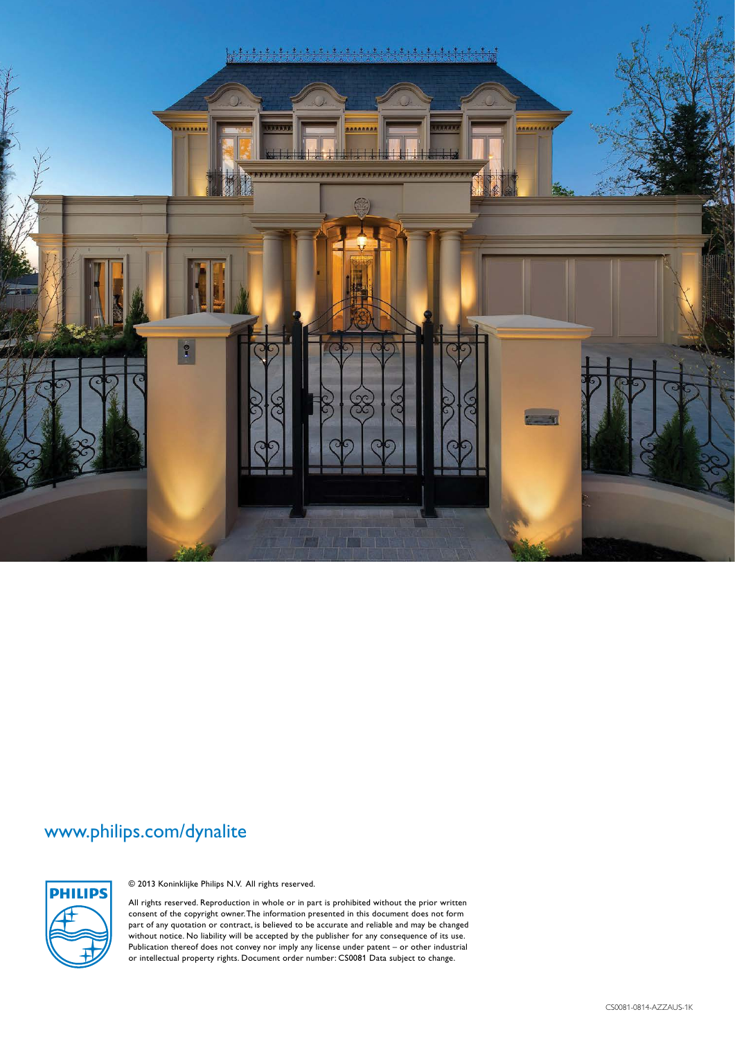www.philips.com/dynalite

© 2013 Koninklijke Philips N.V. All rights reserved.

All rights reserved. Reproduction in whole or in part is prohibited without the prior written consent of the copyright owner. The information presented in this document does not form part of any quotation or contract, is believed to be accurate and reliable and may be changed without notice. No liability will be accepted by the publisher for any consequence of its use. Publication thereof does not convey nor imply any license under patent – or other industrial or intellectual property rights. Document order number: CS0081 Data subject to change.

CS0081-0814-AZZAUS-1K